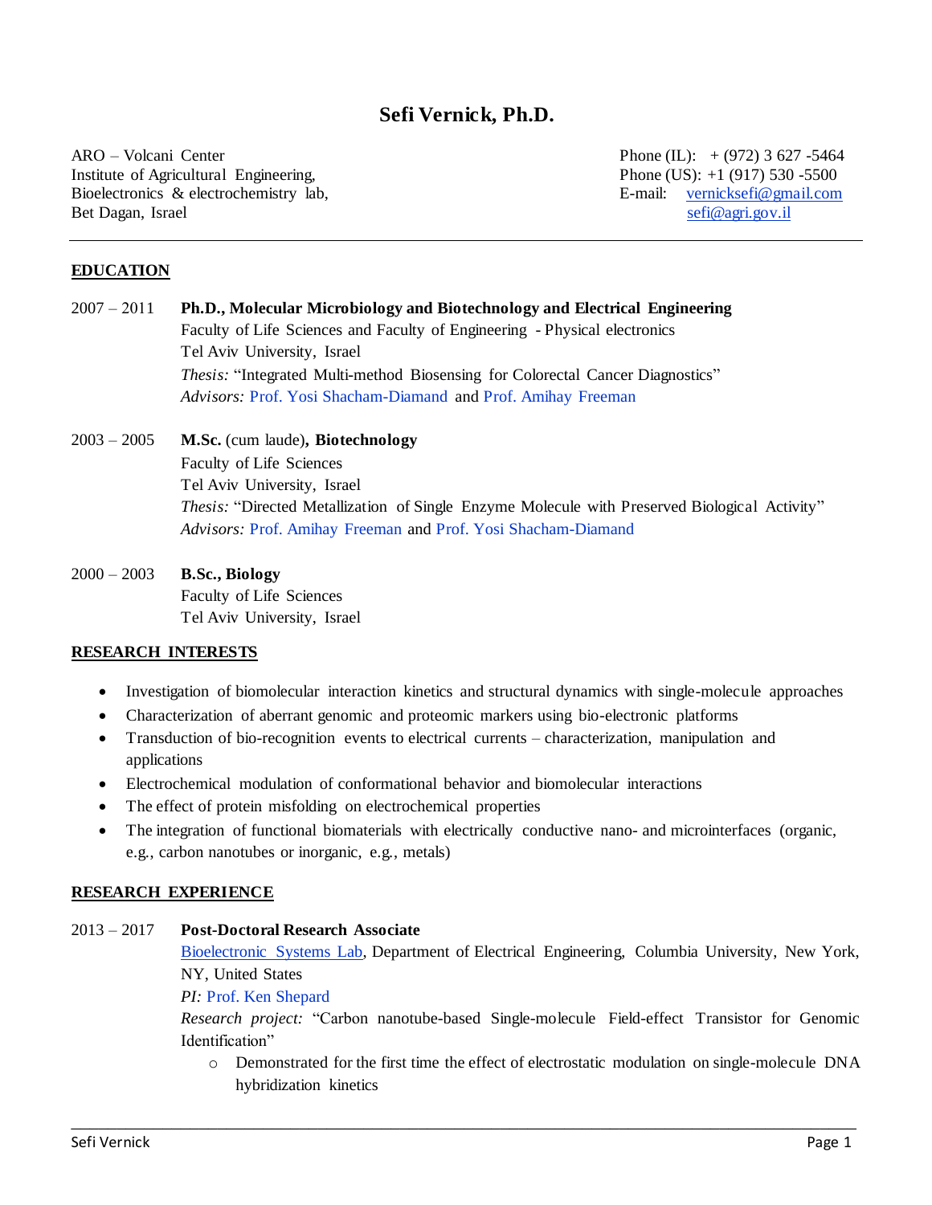# Sefi Vernick, Ph.D.

ARO – Volcani Center
Institute of Agricultural Engineering,
Bioelectronics & electrochemistry lab,
Bet Dagan, Israel

Phone (IL): + (972) 3 627 -5464
Phone (US): +1 (917) 530 -5500
E-mail: vernicksefi@gmail.com
sefi@agri.gov.il

---

## EDUCATION

2007 – 2011 **Ph.D., Molecular Microbiology and Biotechnology and Electrical Engineering**
Faculty of Life Sciences and Faculty of Engineering - Physical electronics
Tel Aviv University, Israel
*Thesis:* "Integrated Multi-method Biosensing for Colorectal Cancer Diagnostics"
*Advisors:* Prof. Yosi Shacham-Diamand and Prof. Amihay Freeman

2003 – 2005 **M.Sc.** (cum laude)**, Biotechnology**
Faculty of Life Sciences
Tel Aviv University, Israel
*Thesis:* "Directed Metallization of Single Enzyme Molecule with Preserved Biological Activity"
*Advisors:* Prof. Amihay Freeman and Prof. Yosi Shacham-Diamand

2000 – 2003 **B.Sc., Biology**
Faculty of Life Sciences
Tel Aviv University, Israel

## RESEARCH INTERESTS

- Investigation of biomolecular interaction kinetics and structural dynamics with single-molecule approaches
- Characterization of aberrant genomic and proteomic markers using bio-electronic platforms
- Transduction of bio-recognition events to electrical currents – characterization, manipulation and applications
- Electrochemical modulation of conformational behavior and biomolecular interactions
- The effect of protein misfolding on electrochemical properties
- The integration of functional biomaterials with electrically conductive nano- and microinterfaces (organic, e.g., carbon nanotubes or inorganic, e.g., metals)

## RESEARCH EXPERIENCE

2013 – 2017 **Post-Doctoral Research Associate**
Bioelectronic Systems Lab, Department of Electrical Engineering, Columbia University, New York, NY, United States
*PI:* Prof. Ken Shepard
*Research project:* "Carbon nanotube-based Single-molecule Field-effect Transistor for Genomic Identification"

- Demonstrated for the first time the effect of electrostatic modulation on single-molecule DNA hybridization kinetics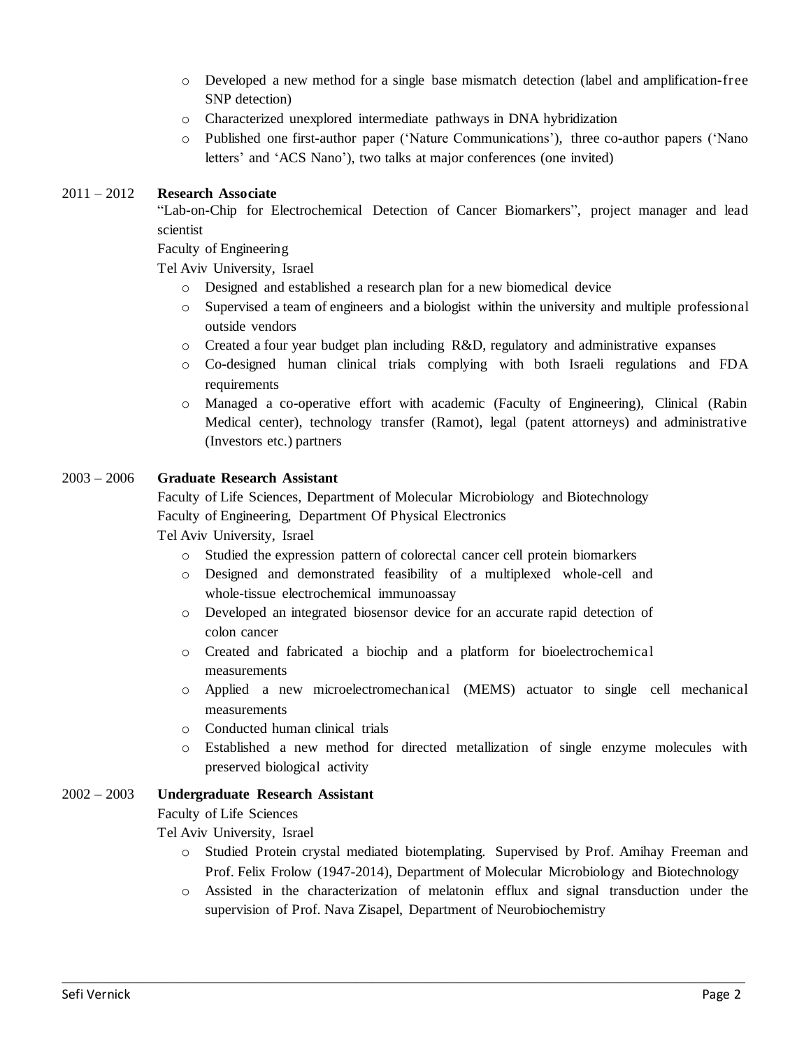- Developed a new method for a single base mismatch detection (label and amplification-free SNP detection)
- Characterized unexplored intermediate pathways in DNA hybridization
- Published one first-author paper ('Nature Communications'), three co-author papers ('Nano letters' and 'ACS Nano'), two talks at major conferences (one invited)

2011 – 2012 **Research Associate**

"Lab-on-Chip for Electrochemical Detection of Cancer Biomarkers", project manager and lead scientist

Faculty of Engineering

Tel Aviv University, Israel

- Designed and established a research plan for a new biomedical device
- Supervised a team of engineers and a biologist within the university and multiple professional outside vendors
- Created a four year budget plan including R&D, regulatory and administrative expanses
- Co-designed human clinical trials complying with both Israeli regulations and FDA requirements
- Managed a co-operative effort with academic (Faculty of Engineering), Clinical (Rabin Medical center), technology transfer (Ramot), legal (patent attorneys) and administrative (Investors etc.) partners

2003 – 2006 **Graduate Research Assistant**

Faculty of Life Sciences, Department of Molecular Microbiology and Biotechnology

Faculty of Engineering, Department Of Physical Electronics

Tel Aviv University, Israel

- Studied the expression pattern of colorectal cancer cell protein biomarkers
- Designed and demonstrated feasibility of a multiplexed whole-cell and whole-tissue electrochemical immunoassay
- Developed an integrated biosensor device for an accurate rapid detection of colon cancer
- Created and fabricated a biochip and a platform for bioelectrochemical measurements
- Applied a new microelectromechanical (MEMS) actuator to single cell mechanical measurements
- Conducted human clinical trials
- Established a new method for directed metallization of single enzyme molecules with preserved biological activity

2002 – 2003 **Undergraduate Research Assistant**

Faculty of Life Sciences

Tel Aviv University, Israel

- Studied Protein crystal mediated biotemplating. Supervised by Prof. Amihay Freeman and Prof. Felix Frolow (1947-2014), Department of Molecular Microbiology and Biotechnology
- Assisted in the characterization of melatonin efflux and signal transduction under the supervision of Prof. Nava Zisapel, Department of Neurobiochemistry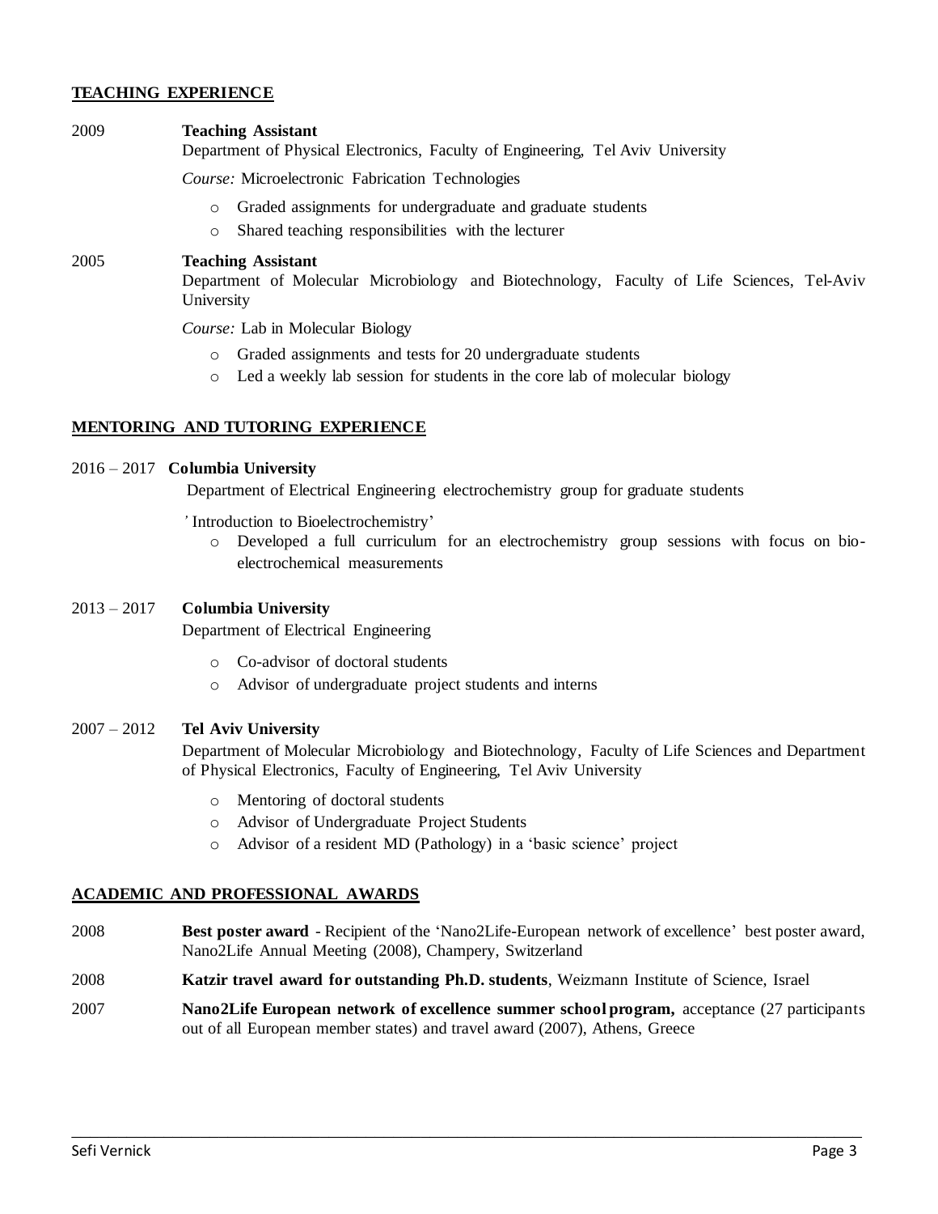## TEACHING EXPERIENCE

2009 **Teaching Assistant**
Department of Physical Electronics, Faculty of Engineering, Tel Aviv University

*Course:* Microelectronic Fabrication Technologies

- Graded assignments for undergraduate and graduate students
- Shared teaching responsibilities with the lecturer

2005 **Teaching Assistant**
Department of Molecular Microbiology and Biotechnology, Faculty of Life Sciences, Tel-Aviv University

*Course:* Lab in Molecular Biology

- Graded assignments and tests for 20 undergraduate students
- Led a weekly lab session for students in the core lab of molecular biology

## MENTORING AND TUTORING EXPERIENCE

2016 – 2017 **Columbia University**
Department of Electrical Engineering electrochemistry group for graduate students

'Introduction to Bioelectrochemistry'

- Developed a full curriculum for an electrochemistry group sessions with focus on bio-electrochemical measurements

2013 – 2017 **Columbia University**
Department of Electrical Engineering

- Co-advisor of doctoral students
- Advisor of undergraduate project students and interns

2007 – 2012 **Tel Aviv University**
Department of Molecular Microbiology and Biotechnology, Faculty of Life Sciences and Department of Physical Electronics, Faculty of Engineering, Tel Aviv University

- Mentoring of doctoral students
- Advisor of Undergraduate Project Students
- Advisor of a resident MD (Pathology) in a 'basic science' project

## ACADEMIC AND PROFESSIONAL AWARDS

2008 **Best poster award** - Recipient of the 'Nano2Life-European network of excellence' best poster award, Nano2Life Annual Meeting (2008), Champery, Switzerland

2008 **Katzir travel award for outstanding Ph.D. students**, Weizmann Institute of Science, Israel

2007 **Nano2Life European network of excellence summer school program,** acceptance (27 participants out of all European member states) and travel award (2007), Athens, Greece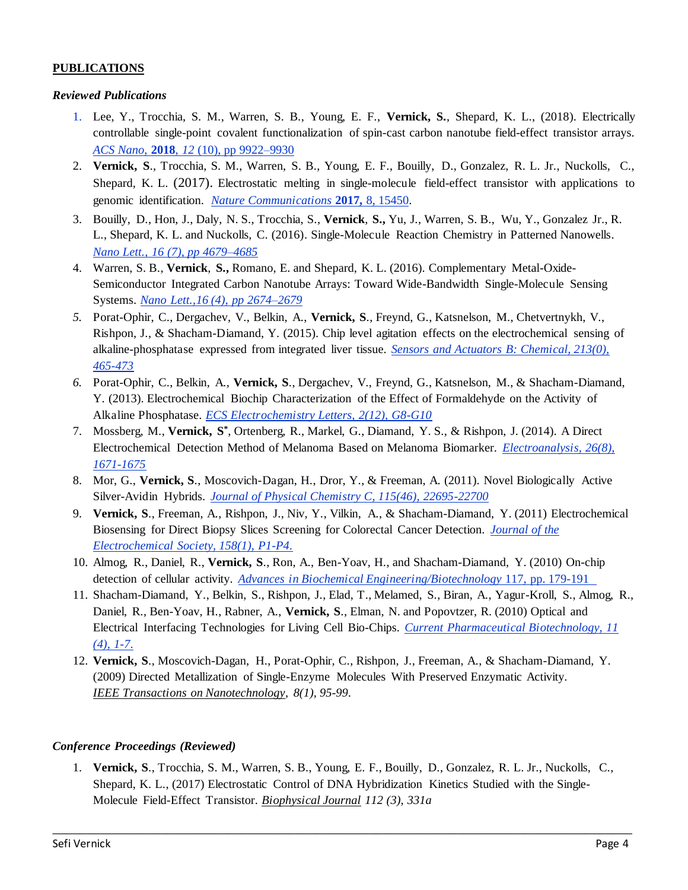## PUBLICATIONS

### *Reviewed Publications*

1. Lee, Y., Trocchia, S. M., Warren, S. B., Young, E. F., **Vernick, S.**, Shepard, K. L., (2018). Electrically controllable single-point covalent functionalization of spin-cast carbon nanotube field-effect transistor arrays. *ACS Nano*, **2018**, *12* (10), pp 9922–9930
2. **Vernick, S**., Trocchia, S. M., Warren, S. B., Young, E. F., Bouilly, D., Gonzalez, R. L. Jr., Nuckolls, C., Shepard, K. L. (2017). Electrostatic melting in single-molecule field-effect transistor with applications to genomic identification. *Nature Communications* **2017,** 8, 15450.
3. Bouilly, D., Hon, J., Daly, N. S., Trocchia, S., **Vernick**, **S.,** Yu, J., Warren, S. B., Wu, Y., Gonzalez Jr., R. L., Shepard, K. L. and Nuckolls, C. (2016). Single-Molecule Reaction Chemistry in Patterned Nanowells. *Nano Lett., 16 (7), pp 4679–4685*
4. Warren, S. B., **Vernick**, **S.,** Romano, E. and Shepard, K. L. (2016). Complementary Metal-Oxide-Semiconductor Integrated Carbon Nanotube Arrays: Toward Wide-Bandwidth Single-Molecule Sensing Systems. *Nano Lett.,16 (4), pp 2674–2679*
5. Porat-Ophir, C., Dergachev, V., Belkin, A., **Vernick, S**., Freynd, G., Katsnelson, M., Chetvertnykh, V., Rishpon, J., & Shacham-Diamand, Y. (2015). Chip level agitation effects on the electrochemical sensing of alkaline-phosphatase expressed from integrated liver tissue. *Sensors and Actuators B: Chemical, 213(0), 465-473*
6. Porat-Ophir, C., Belkin, A., **Vernick, S**., Dergachev, V., Freynd, G., Katsnelson, M., & Shacham-Diamand, Y. (2013). Electrochemical Biochip Characterization of the Effect of Formaldehyde on the Activity of Alkaline Phosphatase. *ECS Electrochemistry Letters, 2(12), G8-G10*
7. Mossberg, M., **Vernick, S**[*], Ortenberg, R., Markel, G., Diamand, Y. S., & Rishpon, J. (2014). A Direct Electrochemical Detection Method of Melanoma Based on Melanoma Biomarker. *Electroanalysis, 26(8), 1671-1675*
8. Mor, G., **Vernick, S**., Moscovich-Dagan, H., Dror, Y., & Freeman, A. (2011). Novel Biologically Active Silver-Avidin Hybrids. *Journal of Physical Chemistry C, 115(46), 22695-22700*
9. **Vernick, S**., Freeman, A., Rishpon, J., Niv, Y., Vilkin, A., & Shacham-Diamand, Y. (2011) Electrochemical Biosensing for Direct Biopsy Slices Screening for Colorectal Cancer Detection. *Journal of the Electrochemical Society, 158(1), P1-P4.*
10. Almog, R., Daniel, R., **Vernick, S**., Ron, A., Ben-Yoav, H., and Shacham-Diamand, Y. (2010) On-chip detection of cellular activity. *Advances in Biochemical Engineering/Biotechnology* 117, pp. 179-191
11. Shacham-Diamand, Y., Belkin, S., Rishpon, J., Elad, T., Melamed, S., Biran, A., Yagur-Kroll, S., Almog, R., Daniel, R., Ben-Yoav, H., Rabner, A., **Vernick, S**., Elman, N. and Popovtzer, R. (2010) Optical and Electrical Interfacing Technologies for Living Cell Bio-Chips. *Current Pharmaceutical Biotechnology, 11 (4), 1-7.*
12. **Vernick, S**., Moscovich-Dagan, H., Porat-Ophir, C., Rishpon, J., Freeman, A., & Shacham-Diamand, Y. (2009) Directed Metallization of Single-Enzyme Molecules With Preserved Enzymatic Activity. *IEEE Transactions on Nanotechnology, 8(1), 95-99*.

### *Conference Proceedings (Reviewed)*

1. **Vernick, S**., Trocchia, S. M., Warren, S. B., Young, E. F., Bouilly, D., Gonzalez, R. L. Jr., Nuckolls, C., Shepard, K. L., (2017) Electrostatic Control of DNA Hybridization Kinetics Studied with the Single-Molecule Field-Effect Transistor. *Biophysical Journal 112 (3), 331a*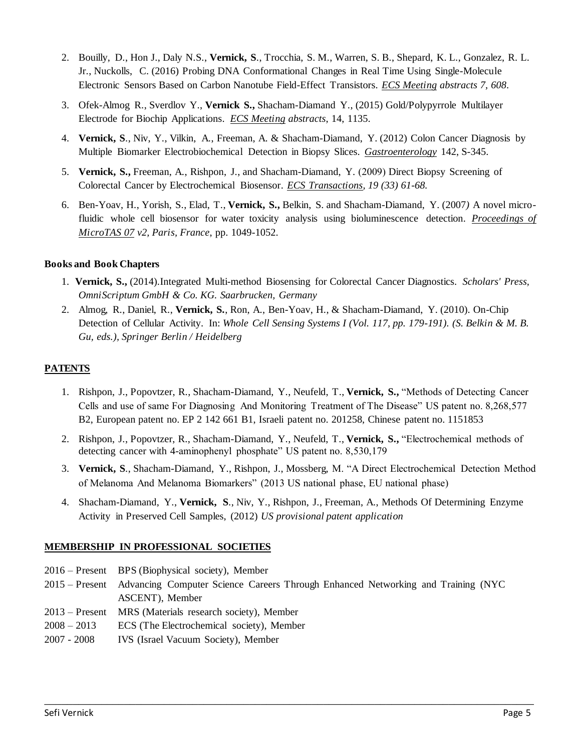2. Bouilly, D., Hon J., Daly N.S., **Vernick, S**., Trocchia, S. M., Warren, S. B., Shepard, K. L., Gonzalez, R. L. Jr., Nuckolls, C. (2016) Probing DNA Conformational Changes in Real Time Using Single-Molecule Electronic Sensors Based on Carbon Nanotube Field-Effect Transistors. *ECS Meeting abstracts 7, 608*.
3. Ofek-Almog R., Sverdlov Y., **Vernick S.,** Shacham-Diamand Y., (2015) Gold/Polypyrrole Multilayer Electrode for Biochip Applications. *ECS Meeting abstracts*, 14, 1135.
4. **Vernick, S**., Niv, Y., Vilkin, A., Freeman, A. & Shacham-Diamand, Y. (2012) Colon Cancer Diagnosis by Multiple Biomarker Electrobiochemical Detection in Biopsy Slices. *Gastroenterology* 142, S-345.
5. **Vernick, S.,** Freeman, A., Rishpon, J., and Shacham-Diamand, Y. (2009) Direct Biopsy Screening of Colorectal Cancer by Electrochemical Biosensor. *ECS Transactions, 19 (33) 61-68.*
6. Ben-Yoav, H., Yorish, S., Elad, T., **Vernick, S.,** Belkin, S. and Shacham-Diamand, Y. (2007) A novel micro-fluidic whole cell biosensor for water toxicity analysis using bioluminescence detection. *Proceedings of MicroTAS 07 v2, Paris, France,* pp. 1049-1052.

**Books and Book Chapters**

1. **Vernick, S.,** (2014).Integrated Multi-method Biosensing for Colorectal Cancer Diagnostics. *Scholars' Press, OmniScriptum GmbH & Co. KG. Saarbrucken, Germany*
2. Almog, R., Daniel, R., **Vernick, S.**, Ron, A., Ben-Yoav, H., & Shacham-Diamand, Y. (2010). On-Chip Detection of Cellular Activity. In: *Whole Cell Sensing Systems I (Vol. 117, pp. 179-191). (S. Belkin & M. B. Gu, eds.), Springer Berlin / Heidelberg*

## PATENTS

1. Rishpon, J., Popovtzer, R., Shacham-Diamand, Y., Neufeld, T., **Vernick, S.,** "Methods of Detecting Cancer Cells and use of same For Diagnosing And Monitoring Treatment of The Disease" US patent no. 8,268,577 B2, European patent no. EP 2 142 661 B1, Israeli patent no. 201258, Chinese patent no. 1151853
2. Rishpon, J., Popovtzer, R., Shacham-Diamand, Y., Neufeld, T., **Vernick, S.,** "Electrochemical methods of detecting cancer with 4-aminophenyl phosphate" US patent no. 8,530,179
3. **Vernick, S**., Shacham-Diamand, Y., Rishpon, J., Mossberg, M. "A Direct Electrochemical Detection Method of Melanoma And Melanoma Biomarkers" (2013 US national phase, EU national phase)
4. Shacham-Diamand, Y., **Vernick, S**., Niv, Y., Rishpon, J., Freeman, A., Methods Of Determining Enzyme Activity in Preserved Cell Samples, (2012) *US provisional patent application*

## MEMBERSHIP IN PROFESSIONAL SOCIETIES

2016 – Present BPS (Biophysical society), Member
2015 – Present Advancing Computer Science Careers Through Enhanced Networking and Training (NYC ASCENT), Member
2013 – Present MRS (Materials research society), Member
2008 – 2013 ECS (The Electrochemical society), Member
2007 - 2008 IVS (Israel Vacuum Society), Member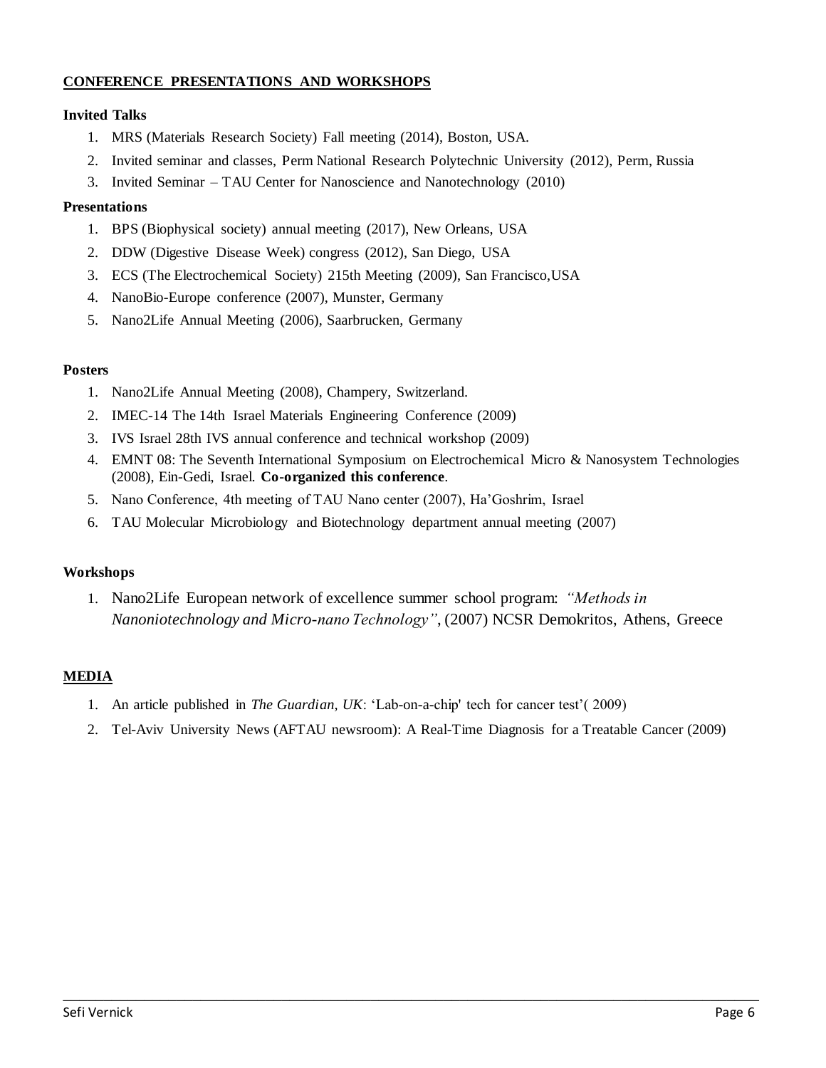## CONFERENCE PRESENTATIONS AND WORKSHOPS

### Invited Talks

1. MRS (Materials Research Society) Fall meeting (2014), Boston, USA.
2. Invited seminar and classes, Perm National Research Polytechnic University (2012), Perm, Russia
3. Invited Seminar – TAU Center for Nanoscience and Nanotechnology (2010)

### Presentations

1. BPS (Biophysical society) annual meeting (2017), New Orleans, USA
2. DDW (Digestive Disease Week) congress (2012), San Diego, USA
3. ECS (The Electrochemical Society) 215th Meeting (2009), San Francisco,USA
4. NanoBio-Europe conference (2007), Munster, Germany
5. Nano2Life Annual Meeting (2006), Saarbrucken, Germany

### Posters

1. Nano2Life Annual Meeting (2008), Champery, Switzerland.
2. IMEC-14 The 14th Israel Materials Engineering Conference (2009)
3. IVS Israel 28th IVS annual conference and technical workshop (2009)
4. EMNT 08: The Seventh International Symposium on Electrochemical Micro & Nanosystem Technologies (2008), Ein-Gedi, Israel. **Co-organized this conference**.
5. Nano Conference, 4th meeting of TAU Nano center (2007), Ha'Goshrim, Israel
6. TAU Molecular Microbiology and Biotechnology department annual meeting (2007)

### Workshops

1. Nano2Life European network of excellence summer school program: *"Methods in Nanoniotechnology and Micro-nano Technology"*, (2007) NCSR Demokritos, Athens, Greece

## MEDIA

1. An article published in *The Guardian, UK*: 'Lab-on-a-chip' tech for cancer test'( 2009)
2. Tel-Aviv University News (AFTAU newsroom): A Real-Time Diagnosis for a Treatable Cancer (2009)